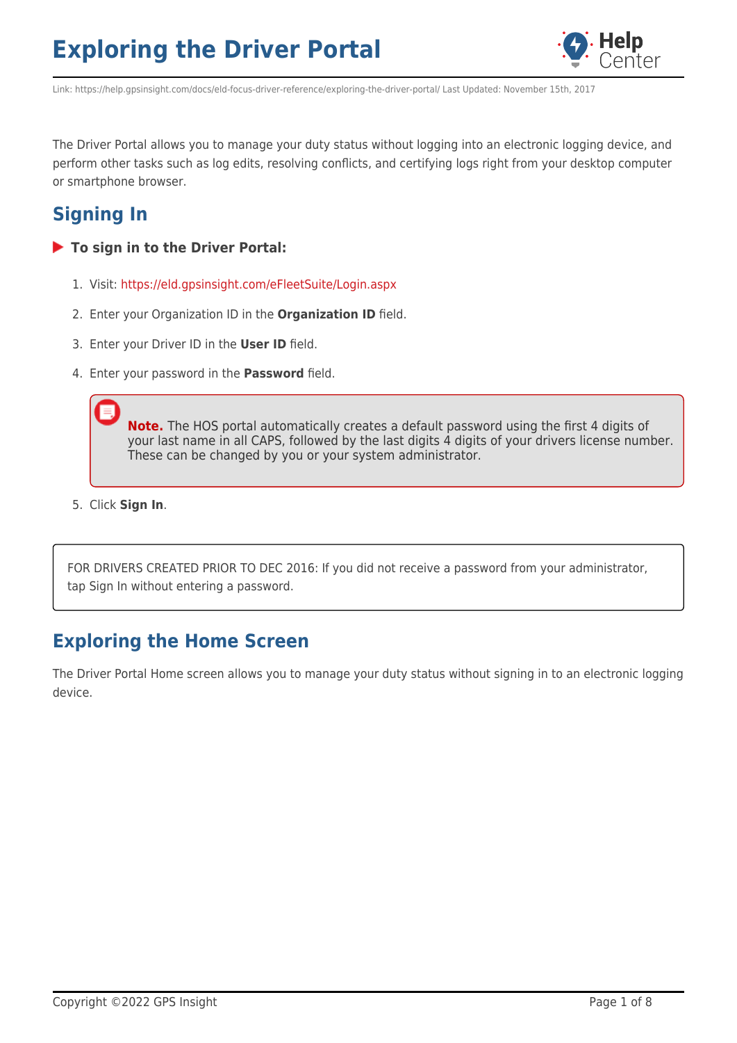# Exploring the Driver Portal

Link: https://help.gpsinsight.com/docs/eld-focus-driver-reference/exploring-the-driver-portal/ Last Updated: November 15th, 2017

The Driver Portal allows you to manage your duty status without logging into an electronic logging device, and perform other tasks such as log edits, resolving conflicts, and certifying logs right from your desktop computer or smartphone browser.

## Signing In

**To sign in to the Driver Portal:**

1. Visit: https://eld.gpsinsight.com/eFleetSuite/Login.aspx
2. Enter your Organization ID in the **Organization ID** field.
3. Enter your Driver ID in the **User ID** field.
4. Enter your password in the **Password** field.

> **Note.** The HOS portal automatically creates a default password using the first 4 digits of your last name in all CAPS, followed by the last digits 4 digits of your drivers license number. These can be changed by you or your system administrator.

5. Click **Sign In**.

> FOR DRIVERS CREATED PRIOR TO DEC 2016: If you did not receive a password from your administrator, tap Sign In without entering a password.

## Exploring the Home Screen

The Driver Portal Home screen allows you to manage your duty status without signing in to an electronic logging device.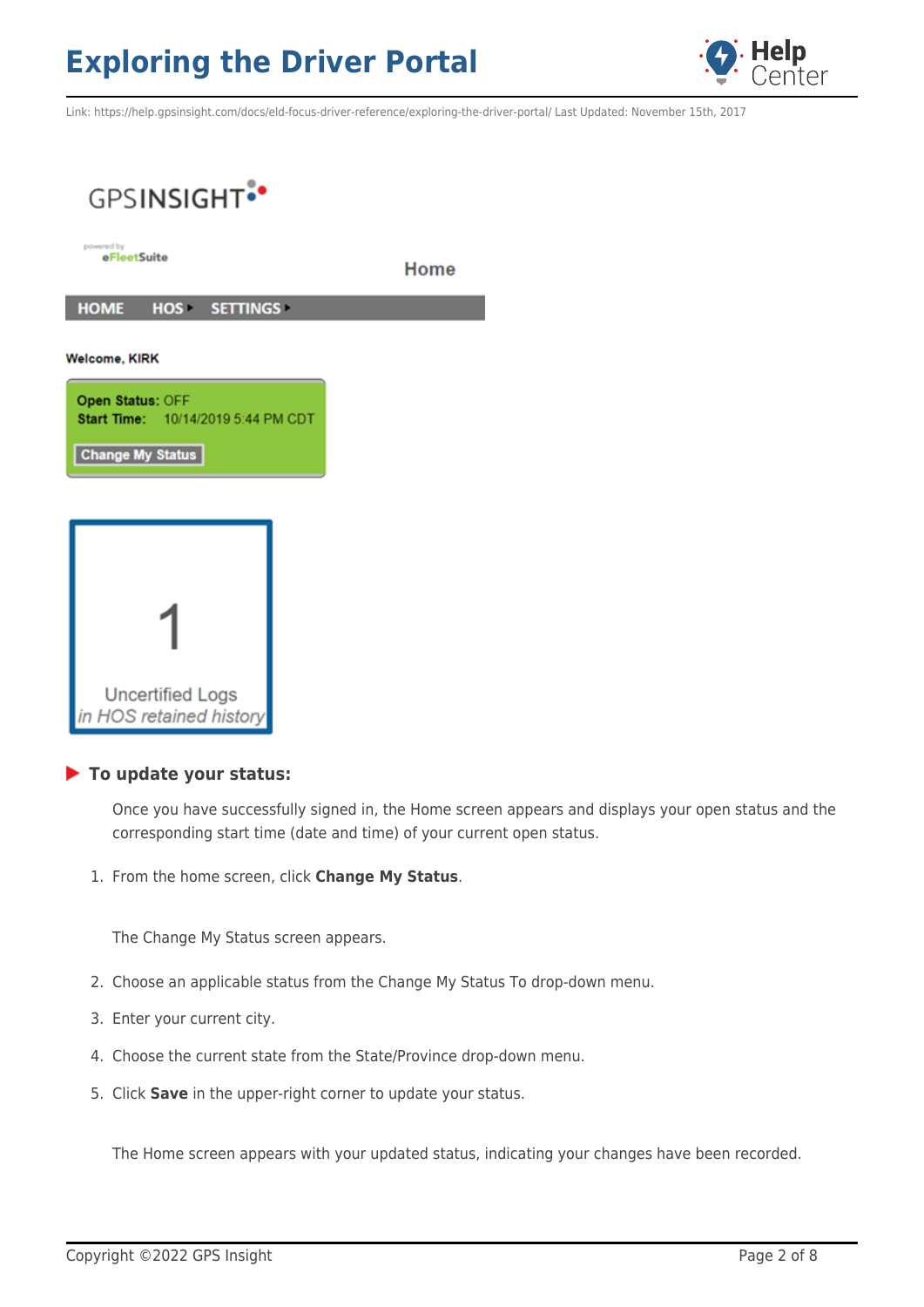### To update your status:

Once you have successfully signed in, the Home screen appears and displays your open status and the corresponding start time (date and time) of your current open status.

1. From the home screen, click **Change My Status**.

   The Change My Status screen appears.

2. Choose an applicable status from the Change My Status To drop-down menu.
3. Enter your current city.
4. Choose the current state from the State/Province drop-down menu.
5. Click **Save** in the upper-right corner to update your status.

   The Home screen appears with your updated status, indicating your changes have been recorded.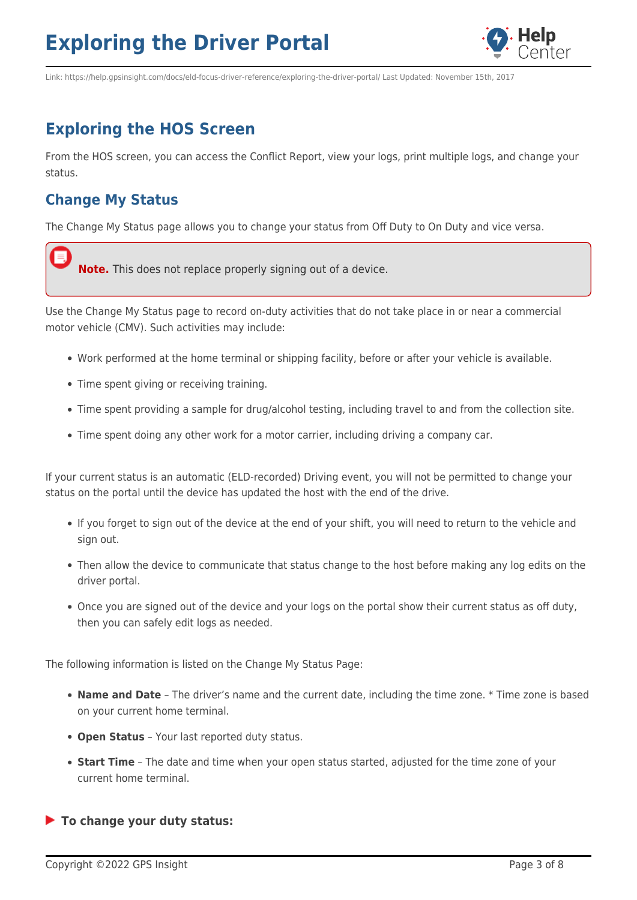## Exploring the HOS Screen

From the HOS screen, you can access the Conflict Report, view your logs, print multiple logs, and change your status.

### Change My Status

The Change My Status page allows you to change your status from Off Duty to On Duty and vice versa.

> **Note.** This does not replace properly signing out of a device.

Use the Change My Status page to record on-duty activities that do not take place in or near a commercial motor vehicle (CMV). Such activities may include:

- Work performed at the home terminal or shipping facility, before or after your vehicle is available.
- Time spent giving or receiving training.
- Time spent providing a sample for drug/alcohol testing, including travel to and from the collection site.
- Time spent doing any other work for a motor carrier, including driving a company car.

If your current status is an automatic (ELD-recorded) Driving event, you will not be permitted to change your status on the portal until the device has updated the host with the end of the drive.

- If you forget to sign out of the device at the end of your shift, you will need to return to the vehicle and sign out.
- Then allow the device to communicate that status change to the host before making any log edits on the driver portal.
- Once you are signed out of the device and your logs on the portal show their current status as off duty, then you can safely edit logs as needed.

The following information is listed on the Change My Status Page:

- **Name and Date** – The driver's name and the current date, including the time zone. * Time zone is based on your current home terminal.
- **Open Status** – Your last reported duty status.
- **Start Time** – The date and time when your open status started, adjusted for the time zone of your current home terminal.

**To change your duty status:**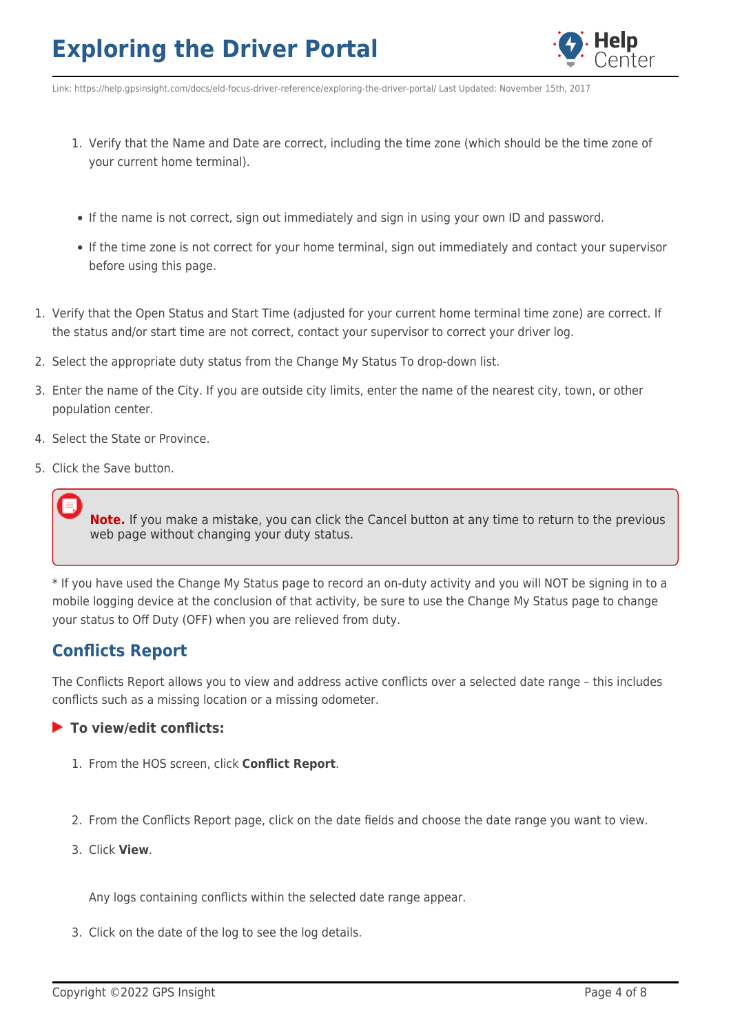1. Verify that the Name and Date are correct, including the time zone (which should be the time zone of your current home terminal).

    - If the name is not correct, sign out immediately and sign in using your own ID and password.
    - If the time zone is not correct for your home terminal, sign out immediately and contact your supervisor before using this page.

1. Verify that the Open Status and Start Time (adjusted for your current home terminal time zone) are correct. If the status and/or start time are not correct, contact your supervisor to correct your driver log.
2. Select the appropriate duty status from the Change My Status To drop-down list.
3. Enter the name of the City. If you are outside city limits, enter the name of the nearest city, town, or other population center.
4. Select the State or Province.
5. Click the Save button.

> **Note.** If you make a mistake, you can click the Cancel button at any time to return to the previous web page without changing your duty status.

* If you have used the Change My Status page to record an on-duty activity and you will NOT be signing in to a mobile logging device at the conclusion of that activity, be sure to use the Change My Status page to change your status to Off Duty (OFF) when you are relieved from duty.

## Conflicts Report

The Conflicts Report allows you to view and address active conflicts over a selected date range – this includes conflicts such as a missing location or a missing odometer.

**To view/edit conflicts:**

1. From the HOS screen, click **Conflict Report**.
2. From the Conflicts Report page, click on the date fields and choose the date range you want to view.
3. Click **View**.

    Any logs containing conflicts within the selected date range appear.

3. Click on the date of the log to see the log details.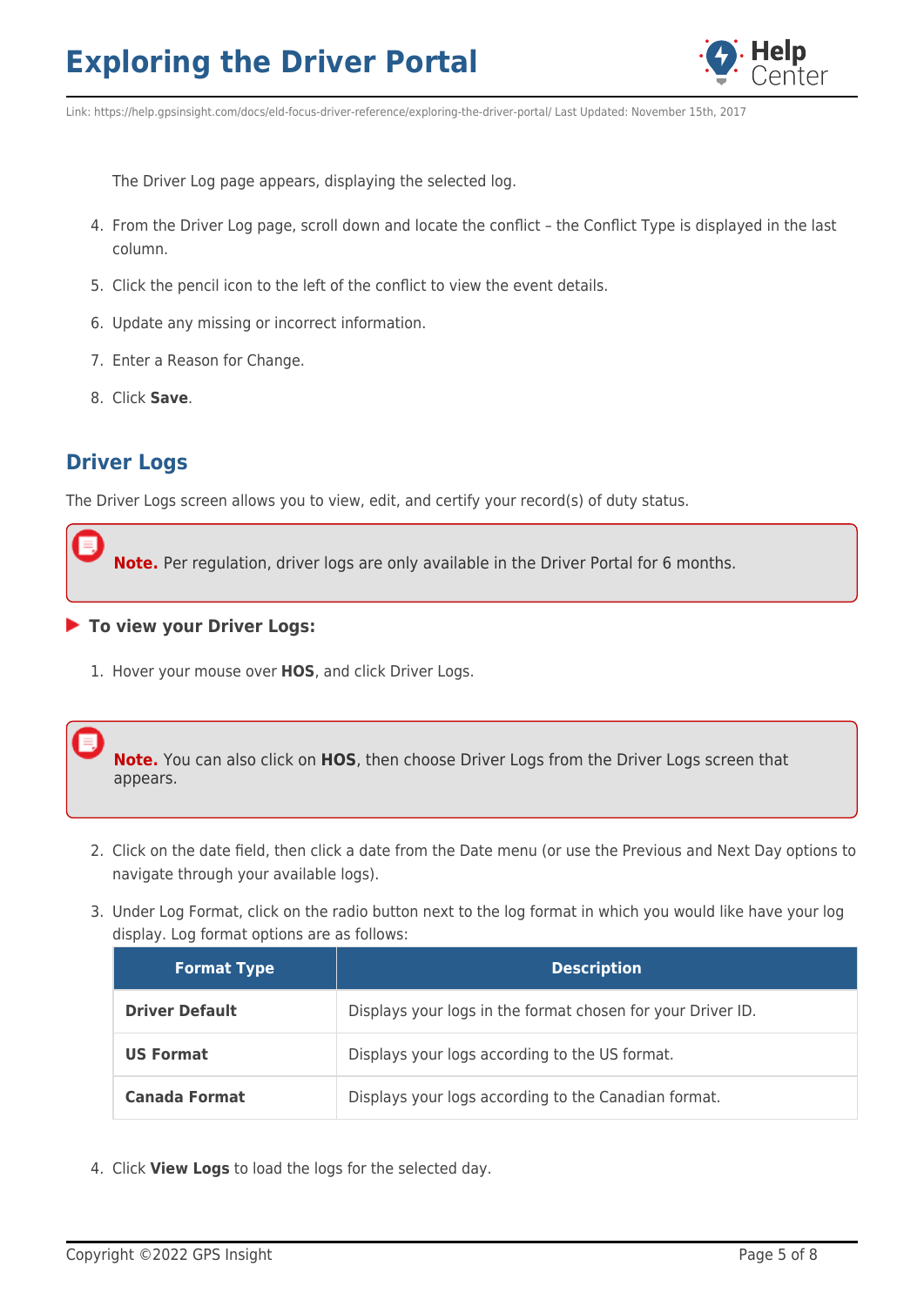The Driver Log page appears, displaying the selected log.

4. From the Driver Log page, scroll down and locate the conflict – the Conflict Type is displayed in the last column.
5. Click the pencil icon to the left of the conflict to view the event details.
6. Update any missing or incorrect information.
7. Enter a Reason for Change.
8. Click **Save**.

## Driver Logs

The Driver Logs screen allows you to view, edit, and certify your record(s) of duty status.

> **Note.** Per regulation, driver logs are only available in the Driver Portal for 6 months.

**To view your Driver Logs:**

1. Hover your mouse over **HOS**, and click Driver Logs.

> **Note.** You can also click on **HOS**, then choose Driver Logs from the Driver Logs screen that appears.

2. Click on the date field, then click a date from the Date menu (or use the Previous and Next Day options to navigate through your available logs).
3. Under Log Format, click on the radio button next to the log format in which you would like have your log display. Log format options are as follows:

| Format Type | Description |
| --- | --- |
| **Driver Default** | Displays your logs in the format chosen for your Driver ID. |
| **US Format** | Displays your logs according to the US format. |
| **Canada Format** | Displays your logs according to the Canadian format. |

4. Click **View Logs** to load the logs for the selected day.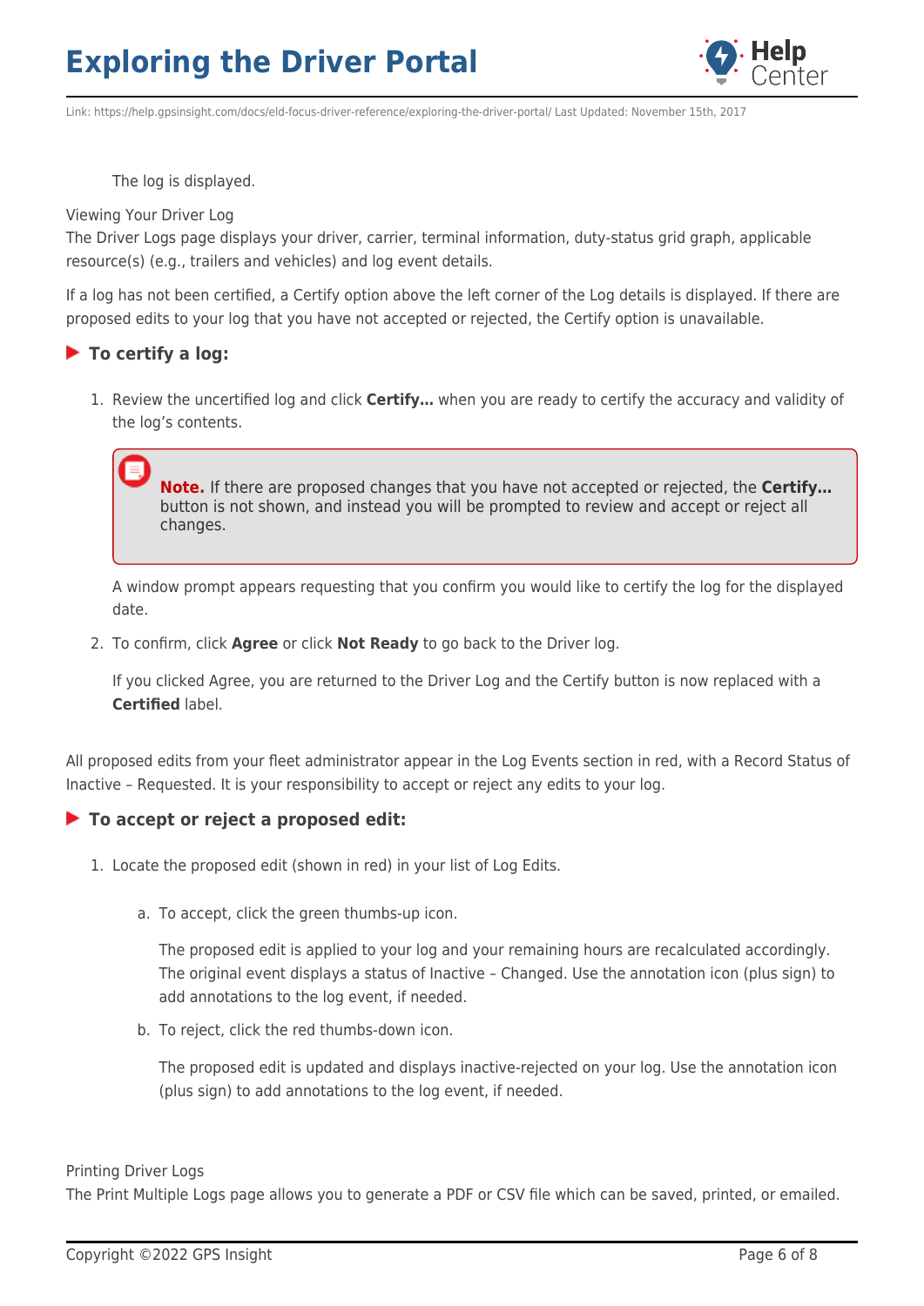The log is displayed.

Viewing Your Driver Log

The Driver Logs page displays your driver, carrier, terminal information, duty-status grid graph, applicable resource(s) (e.g., trailers and vehicles) and log event details.

If a log has not been certified, a Certify option above the left corner of the Log details is displayed. If there are proposed edits to your log that you have not accepted or rejected, the Certify option is unavailable.

### To certify a log:

1. Review the uncertified log and click **Certify…** when you are ready to certify the accuracy and validity of the log's contents.

   > **Note.** If there are proposed changes that you have not accepted or rejected, the **Certify…** button is not shown, and instead you will be prompted to review and accept or reject all changes.

   A window prompt appears requesting that you confirm you would like to certify the log for the displayed date.

2. To confirm, click **Agree** or click **Not Ready** to go back to the Driver log.

   If you clicked Agree, you are returned to the Driver Log and the Certify button is now replaced with a **Certified** label.

All proposed edits from your fleet administrator appear in the Log Events section in red, with a Record Status of Inactive – Requested. It is your responsibility to accept or reject any edits to your log.

### To accept or reject a proposed edit:

1. Locate the proposed edit (shown in red) in your list of Log Edits.

   a. To accept, click the green thumbs-up icon.

      The proposed edit is applied to your log and your remaining hours are recalculated accordingly. The original event displays a status of Inactive – Changed. Use the annotation icon (plus sign) to add annotations to the log event, if needed.

   b. To reject, click the red thumbs-down icon.

      The proposed edit is updated and displays inactive-rejected on your log. Use the annotation icon (plus sign) to add annotations to the log event, if needed.

Printing Driver Logs

The Print Multiple Logs page allows you to generate a PDF or CSV file which can be saved, printed, or emailed.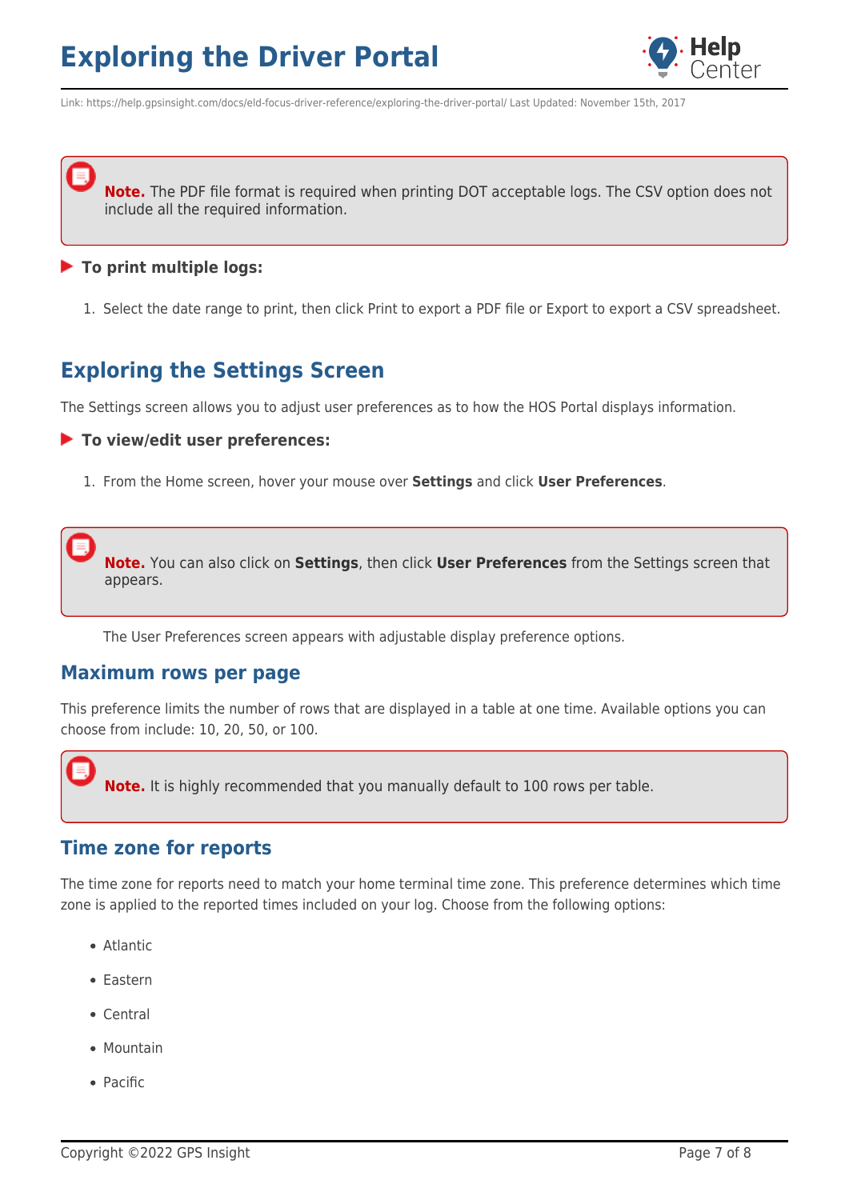**Note.** The PDF file format is required when printing DOT acceptable logs. The CSV option does not include all the required information.

**To print multiple logs:**

1. Select the date range to print, then click Print to export a PDF file or Export to export a CSV spreadsheet.

## Exploring the Settings Screen

The Settings screen allows you to adjust user preferences as to how the HOS Portal displays information.

**To view/edit user preferences:**

1. From the Home screen, hover your mouse over **Settings** and click **User Preferences**.

**Note.** You can also click on **Settings**, then click **User Preferences** from the Settings screen that appears.

The User Preferences screen appears with adjustable display preference options.

### Maximum rows per page

This preference limits the number of rows that are displayed in a table at one time. Available options you can choose from include: 10, 20, 50, or 100.

**Note.** It is highly recommended that you manually default to 100 rows per table.

### Time zone for reports

The time zone for reports need to match your home terminal time zone. This preference determines which time zone is applied to the reported times included on your log. Choose from the following options:

- Atlantic
- Eastern
- Central
- Mountain
- Pacific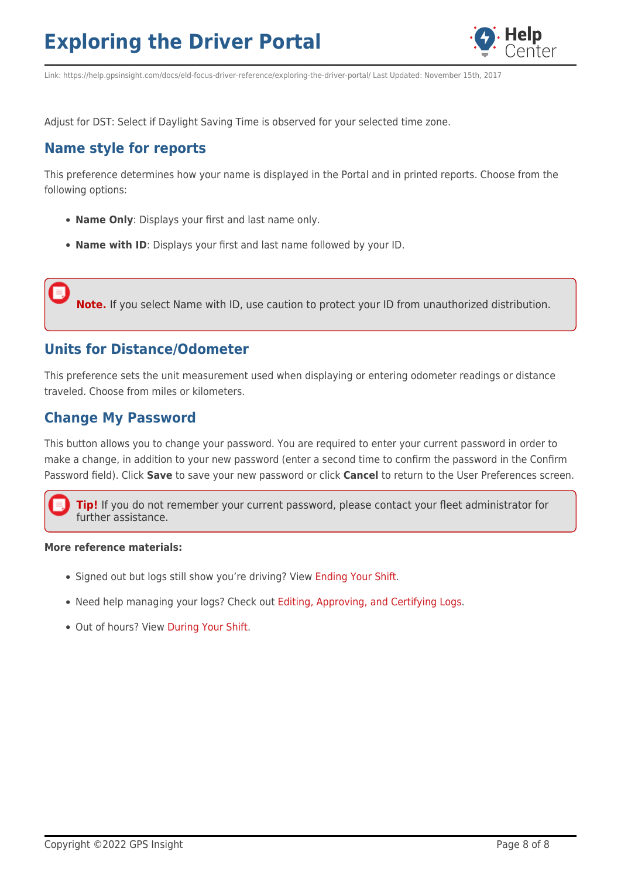Adjust for DST: Select if Daylight Saving Time is observed for your selected time zone.

## Name style for reports

This preference determines how your name is displayed in the Portal and in printed reports. Choose from the following options:

- **Name Only**: Displays your first and last name only.
- **Name with ID**: Displays your first and last name followed by your ID.

> **Note.** If you select Name with ID, use caution to protect your ID from unauthorized distribution.

## Units for Distance/Odometer

This preference sets the unit measurement used when displaying or entering odometer readings or distance traveled. Choose from miles or kilometers.

## Change My Password

This button allows you to change your password. You are required to enter your current password in order to make a change, in addition to your new password (enter a second time to confirm the password in the Confirm Password field). Click **Save** to save your new password or click **Cancel** to return to the User Preferences screen.

> **Tip!** If you do not remember your current password, please contact your fleet administrator for further assistance.

**More reference materials:**

- Signed out but logs still show you're driving? View Ending Your Shift.
- Need help managing your logs? Check out Editing, Approving, and Certifying Logs.
- Out of hours? View During Your Shift.